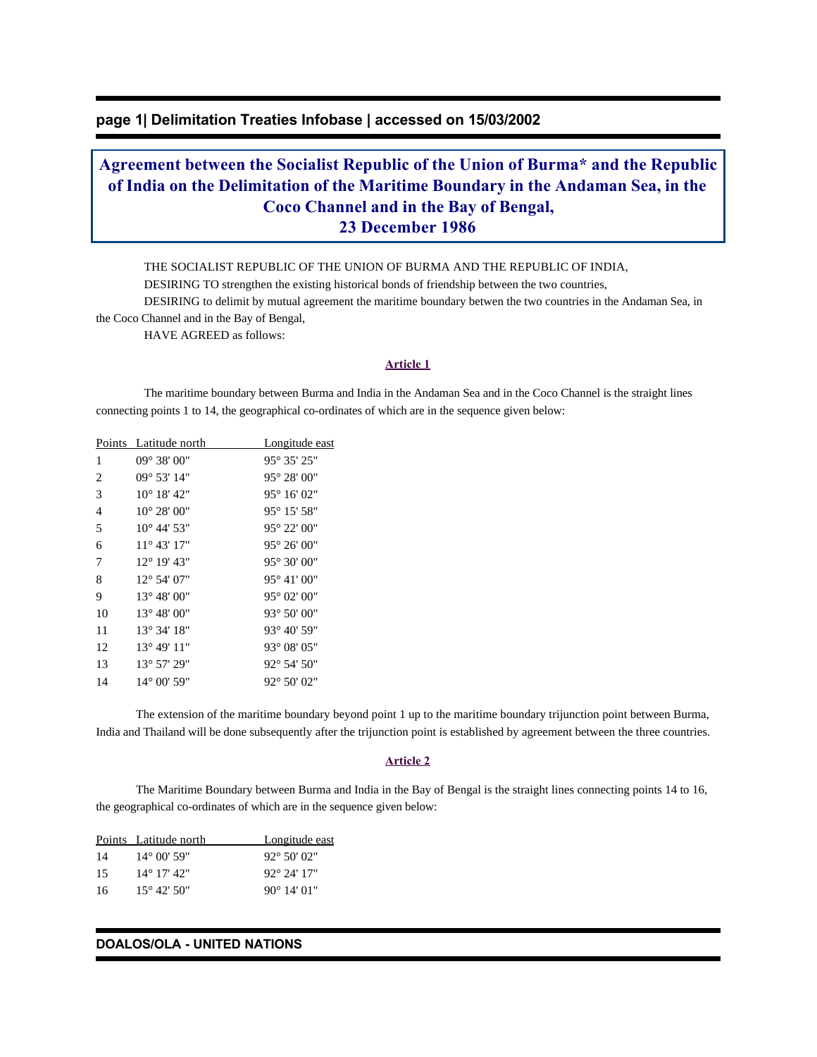# Agreement between the Socialist Republic of the Union of Burma* and the Republic of India on the Delimitation of the Maritime Boundary in the Andaman Sea, in the Coco Channel and in the Bay of Bengal, 23 December 1986

THE SOCIALIST REPUBLIC OF THE UNION OF BURMA AND THE REPUBLIC OF INDIA,

DESIRING TO strengthen the existing historical bonds of friendship between the two countries,

DESIRING to delimit by mutual agreement the maritime boundary betwen the two countries in the Andaman Sea, in the Coco Channel and in the Bay of Bengal,

HAVE AGREED as follows:

## Article 1

The maritime boundary between Burma and India in the Andaman Sea and in the Coco Channel is the straight lines connecting points 1 to 14, the geographical co-ordinates of which are in the sequence given below:

| Points | Latitude north | Longitude east |
|---|---|---|
| 1 | 09° 38' 00" | 95° 35' 25" |
| 2 | 09° 53' 14" | 95° 28' 00" |
| 3 | 10° 18' 42" | 95° 16' 02" |
| 4 | 10° 28' 00" | 95° 15' 58" |
| 5 | 10° 44' 53" | 95° 22' 00" |
| 6 | 11° 43' 17" | 95° 26' 00" |
| 7 | 12° 19' 43" | 95° 30' 00" |
| 8 | 12° 54' 07" | 95° 41' 00" |
| 9 | 13° 48' 00" | 95° 02' 00" |
| 10 | 13° 48' 00" | 93° 50' 00" |
| 11 | 13° 34' 18" | 93° 40' 59" |
| 12 | 13° 49' 11" | 93° 08' 05" |
| 13 | 13° 57' 29" | 92° 54' 50" |
| 14 | 14° 00' 59" | 92° 50' 02" |

The extension of the maritime boundary beyond point 1 up to the maritime boundary trijunction point between Burma, India and Thailand will be done subsequently after the trijunction point is established by agreement between the three countries.

## Article 2

The Maritime Boundary between Burma and India in the Bay of Bengal is the straight lines connecting points 14 to 16, the geographical co-ordinates of which are in the sequence given below:

| Points | Latitude north | Longitude east |
|---|---|---|
| 14 | 14° 00' 59" | 92° 50' 02" |
| 15 | 14° 17' 42" | 92° 24' 17" |
| 16 | 15° 42' 50" | 90° 14' 01" |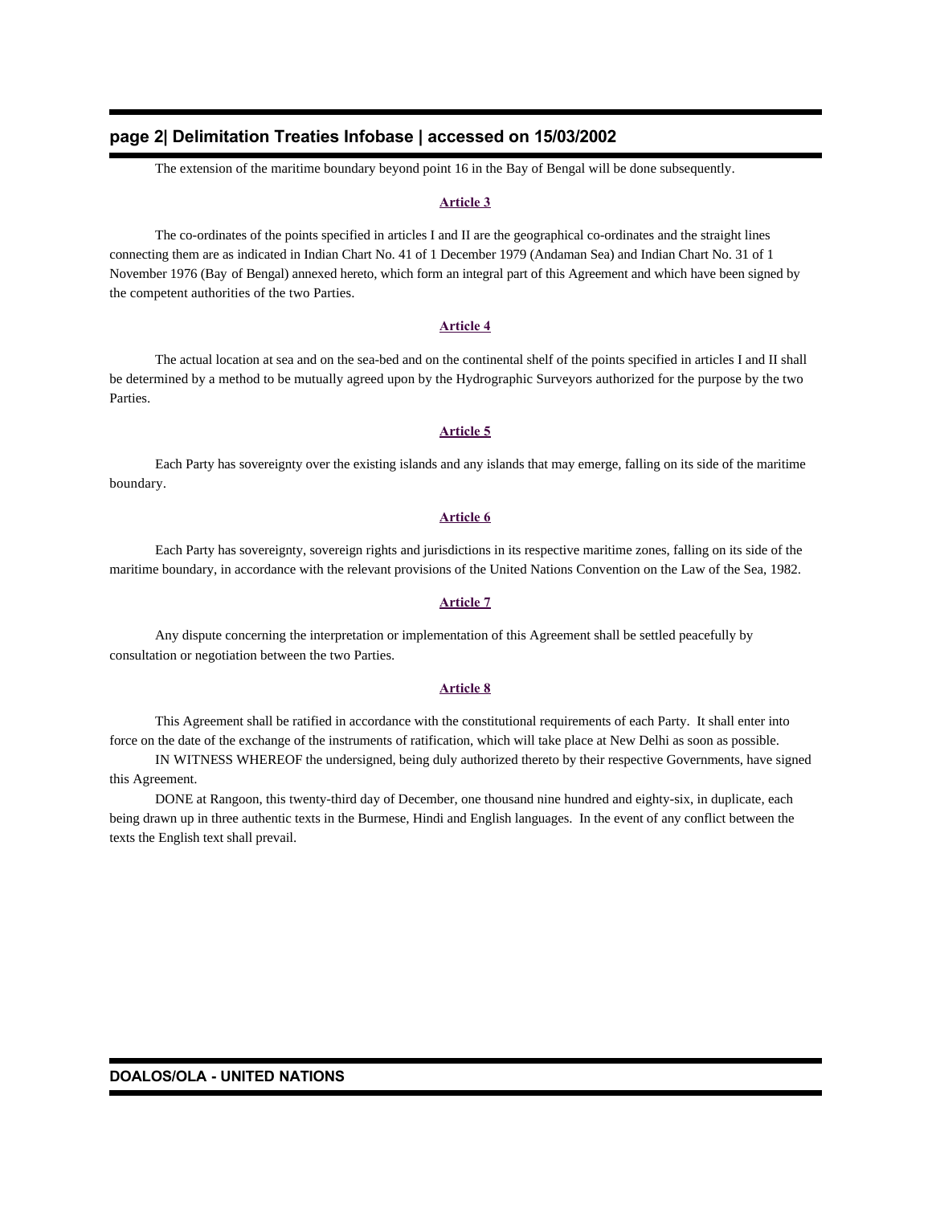The extension of the maritime boundary beyond point 16 in the Bay of Bengal will be done subsequently.

### Article 3

The co-ordinates of the points specified in articles I and II are the geographical co-ordinates and the straight lines connecting them are as indicated in Indian Chart No. 41 of 1 December 1979 (Andaman Sea) and Indian Chart No. 31 of 1 November 1976 (Bay of Bengal) annexed hereto, which form an integral part of this Agreement and which have been signed by the competent authorities of the two Parties.

### Article 4

The actual location at sea and on the sea-bed and on the continental shelf of the points specified in articles I and II shall be determined by a method to be mutually agreed upon by the Hydrographic Surveyors authorized for the purpose by the two Parties.

### Article 5

Each Party has sovereignty over the existing islands and any islands that may emerge, falling on its side of the maritime boundary.

### Article 6

Each Party has sovereignty, sovereign rights and jurisdictions in its respective maritime zones, falling on its side of the maritime boundary, in accordance with the relevant provisions of the United Nations Convention on the Law of the Sea, 1982.

### Article 7

Any dispute concerning the interpretation or implementation of this Agreement shall be settled peacefully by consultation or negotiation between the two Parties.

### Article 8

This Agreement shall be ratified in accordance with the constitutional requirements of each Party. It shall enter into force on the date of the exchange of the instruments of ratification, which will take place at New Delhi as soon as possible.

IN WITNESS WHEREOF the undersigned, being duly authorized thereto by their respective Governments, have signed this Agreement.

DONE at Rangoon, this twenty-third day of December, one thousand nine hundred and eighty-six, in duplicate, each being drawn up in three authentic texts in the Burmese, Hindi and English languages. In the event of any conflict between the texts the English text shall prevail.